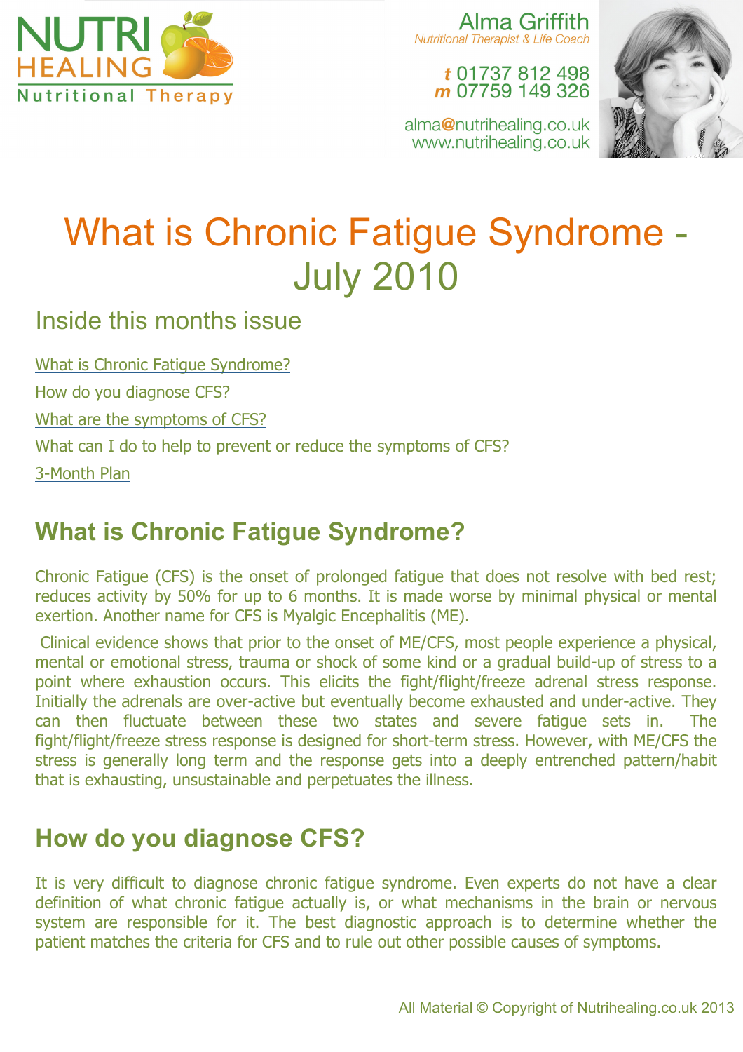NUTRI HEALING
Nutritional Therapy

Alma Griffith
*Nutritional Therapist & Life Coach*

**t** 01737 812 498
**m** 07759 149 326

alma@nutrihealing.co.uk
www.nutrihealing.co.uk

# What is Chronic Fatigue Syndrome - July 2010

## Inside this months issue

- What is Chronic Fatigue Syndrome?
- How do you diagnose CFS?
- What are the symptoms of CFS?
- What can I do to help to prevent or reduce the symptoms of CFS?
- 3-Month Plan

## What is Chronic Fatigue Syndrome?

Chronic Fatigue (CFS) is the onset of prolonged fatigue that does not resolve with bed rest; reduces activity by 50% for up to 6 months. It is made worse by minimal physical or mental exertion. Another name for CFS is Myalgic Encephalitis (ME).

Clinical evidence shows that prior to the onset of ME/CFS, most people experience a physical, mental or emotional stress, trauma or shock of some kind or a gradual build-up of stress to a point where exhaustion occurs. This elicits the fight/flight/freeze adrenal stress response. Initially the adrenals are over-active but eventually become exhausted and under-active. They can then fluctuate between these two states and severe fatigue sets in. The fight/flight/freeze stress response is designed for short-term stress. However, with ME/CFS the stress is generally long term and the response gets into a deeply entrenched pattern/habit that is exhausting, unsustainable and perpetuates the illness.

## How do you diagnose CFS?

It is very difficult to diagnose chronic fatigue syndrome. Even experts do not have a clear definition of what chronic fatigue actually is, or what mechanisms in the brain or nervous system are responsible for it. The best diagnostic approach is to determine whether the patient matches the criteria for CFS and to rule out other possible causes of symptoms.

All Material © Copyright of Nutrihealing.co.uk 2013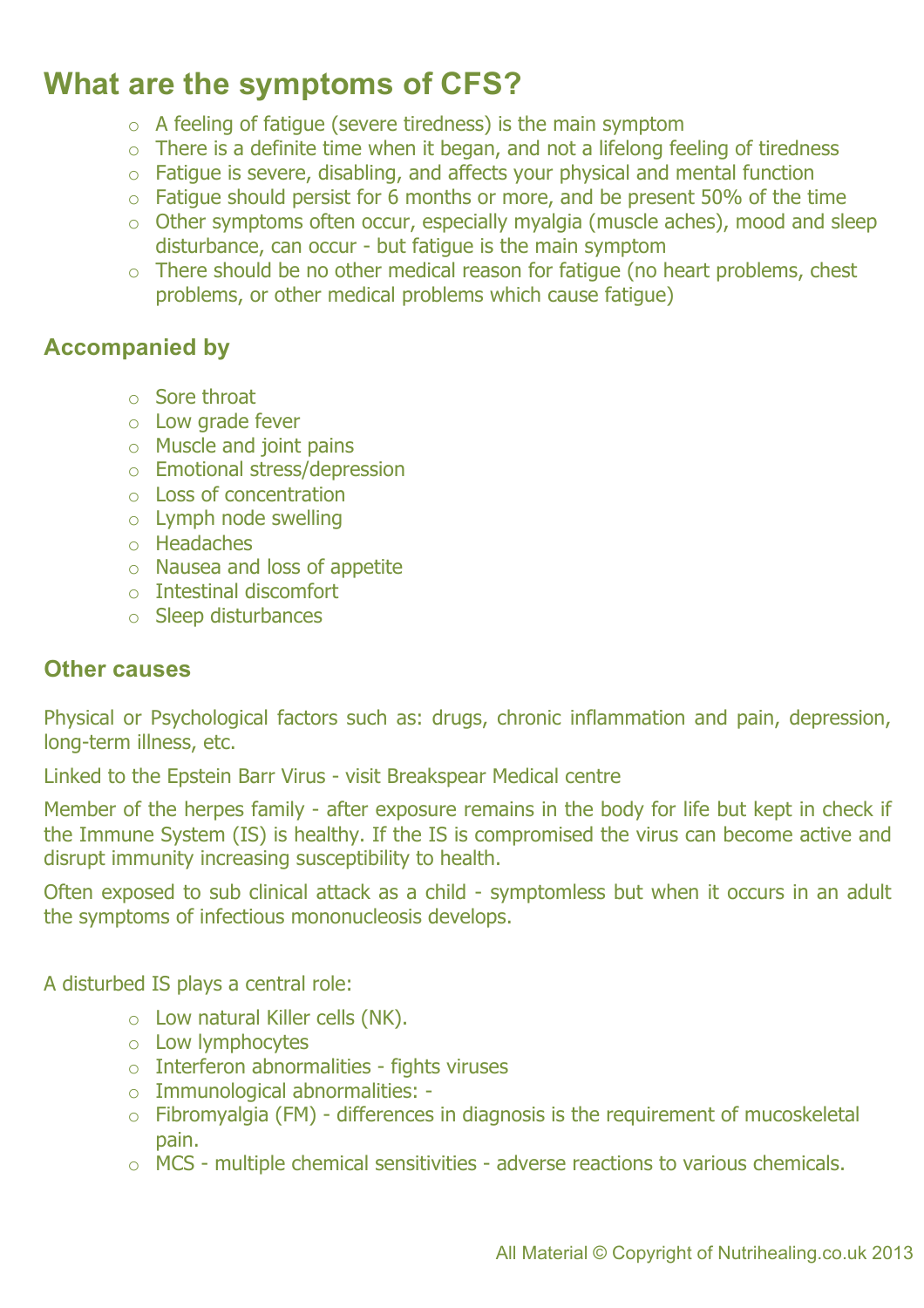## What are the symptoms of CFS?

- A feeling of fatigue (severe tiredness) is the main symptom
- There is a definite time when it began, and not a lifelong feeling of tiredness
- Fatigue is severe, disabling, and affects your physical and mental function
- Fatigue should persist for 6 months or more, and be present 50% of the time
- Other symptoms often occur, especially myalgia (muscle aches), mood and sleep disturbance, can occur - but fatigue is the main symptom
- There should be no other medical reason for fatigue (no heart problems, chest problems, or other medical problems which cause fatigue)

### Accompanied by

- Sore throat
- Low grade fever
- Muscle and joint pains
- Emotional stress/depression
- Loss of concentration
- Lymph node swelling
- Headaches
- Nausea and loss of appetite
- Intestinal discomfort
- Sleep disturbances

### Other causes

Physical or Psychological factors such as: drugs, chronic inflammation and pain, depression, long-term illness, etc.

Linked to the Epstein Barr Virus - visit Breakspear Medical centre

Member of the herpes family - after exposure remains in the body for life but kept in check if the Immune System (IS) is healthy. If the IS is compromised the virus can become active and disrupt immunity increasing susceptibility to health.

Often exposed to sub clinical attack as a child - symptomless but when it occurs in an adult the symptoms of infectious mononucleosis develops.

A disturbed IS plays a central role:

- Low natural Killer cells (NK).
- Low lymphocytes
- Interferon abnormalities - fights viruses
- Immunological abnormalities: -
- Fibromyalgia (FM) - differences in diagnosis is the requirement of mucoskeletal pain.
- MCS - multiple chemical sensitivities - adverse reactions to various chemicals.

All Material © Copyright of Nutrihealing.co.uk 2013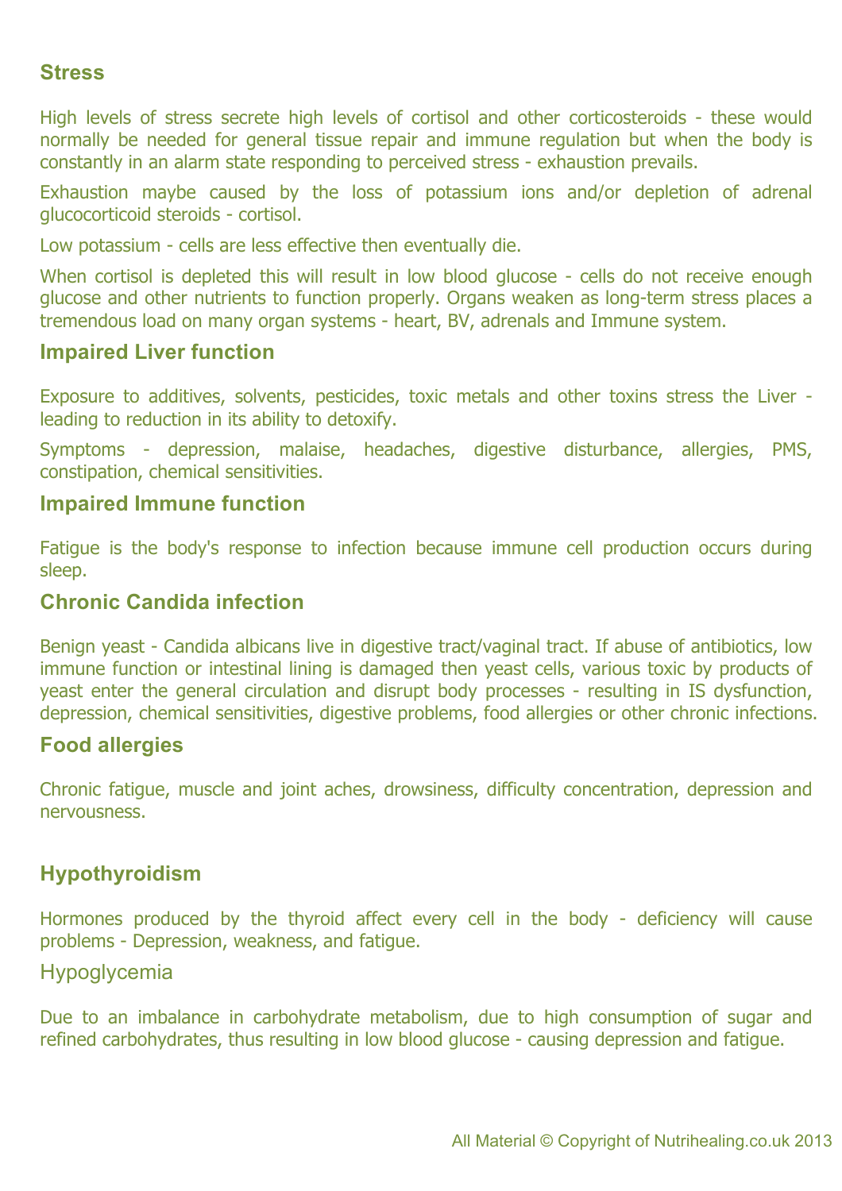### Stress

High levels of stress secrete high levels of cortisol and other corticosteroids - these would normally be needed for general tissue repair and immune regulation but when the body is constantly in an alarm state responding to perceived stress - exhaustion prevails.

Exhaustion maybe caused by the loss of potassium ions and/or depletion of adrenal glucocorticoid steroids - cortisol.

Low potassium - cells are less effective then eventually die.

When cortisol is depleted this will result in low blood glucose - cells do not receive enough glucose and other nutrients to function properly. Organs weaken as long-term stress places a tremendous load on many organ systems - heart, BV, adrenals and Immune system.

### Impaired Liver function

Exposure to additives, solvents, pesticides, toxic metals and other toxins stress the Liver - leading to reduction in its ability to detoxify.

Symptoms - depression, malaise, headaches, digestive disturbance, allergies, PMS, constipation, chemical sensitivities.

### Impaired Immune function

Fatigue is the body's response to infection because immune cell production occurs during sleep.

### Chronic Candida infection

Benign yeast - Candida albicans live in digestive tract/vaginal tract. If abuse of antibiotics, low immune function or intestinal lining is damaged then yeast cells, various toxic by products of yeast enter the general circulation and disrupt body processes - resulting in IS dysfunction, depression, chemical sensitivities, digestive problems, food allergies or other chronic infections.

### Food allergies

Chronic fatigue, muscle and joint aches, drowsiness, difficulty concentration, depression and nervousness.

### Hypothyroidism

Hormones produced by the thyroid affect every cell in the body - deficiency will cause problems - Depression, weakness, and fatigue.

### Hypoglycemia

Due to an imbalance in carbohydrate metabolism, due to high consumption of sugar and refined carbohydrates, thus resulting in low blood glucose - causing depression and fatigue.

All Material © Copyright of Nutrihealing.co.uk 2013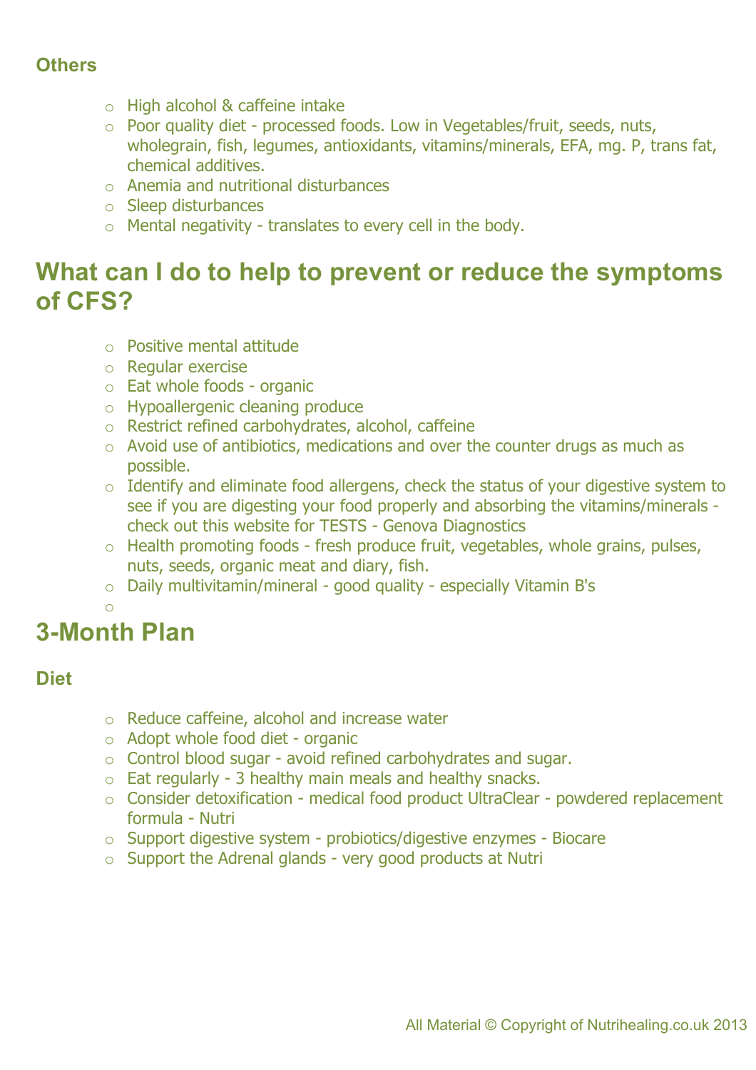### Others

- High alcohol & caffeine intake
- Poor quality diet - processed foods. Low in Vegetables/fruit, seeds, nuts, wholegrain, fish, legumes, antioxidants, vitamins/minerals, EFA, mg. P, trans fat, chemical additives.
- Anemia and nutritional disturbances
- Sleep disturbances
- Mental negativity - translates to every cell in the body.

## What can I do to help to prevent or reduce the symptoms of CFS?

- Positive mental attitude
- Regular exercise
- Eat whole foods - organic
- Hypoallergenic cleaning produce
- Restrict refined carbohydrates, alcohol, caffeine
- Avoid use of antibiotics, medications and over the counter drugs as much as possible.
- Identify and eliminate food allergens, check the status of your digestive system to see if you are digesting your food properly and absorbing the vitamins/minerals - check out this website for TESTS - Genova Diagnostics
- Health promoting foods - fresh produce fruit, vegetables, whole grains, pulses, nuts, seeds, organic meat and diary, fish.
- Daily multivitamin/mineral - good quality - especially Vitamin B's

## 3-Month Plan

### Diet

- Reduce caffeine, alcohol and increase water
- Adopt whole food diet - organic
- Control blood sugar - avoid refined carbohydrates and sugar.
- Eat regularly - 3 healthy main meals and healthy snacks.
- Consider detoxification - medical food product UltraClear - powdered replacement formula - Nutri
- Support digestive system - probiotics/digestive enzymes - Biocare
- Support the Adrenal glands - very good products at Nutri

All Material © Copyright of Nutrihealing.co.uk 2013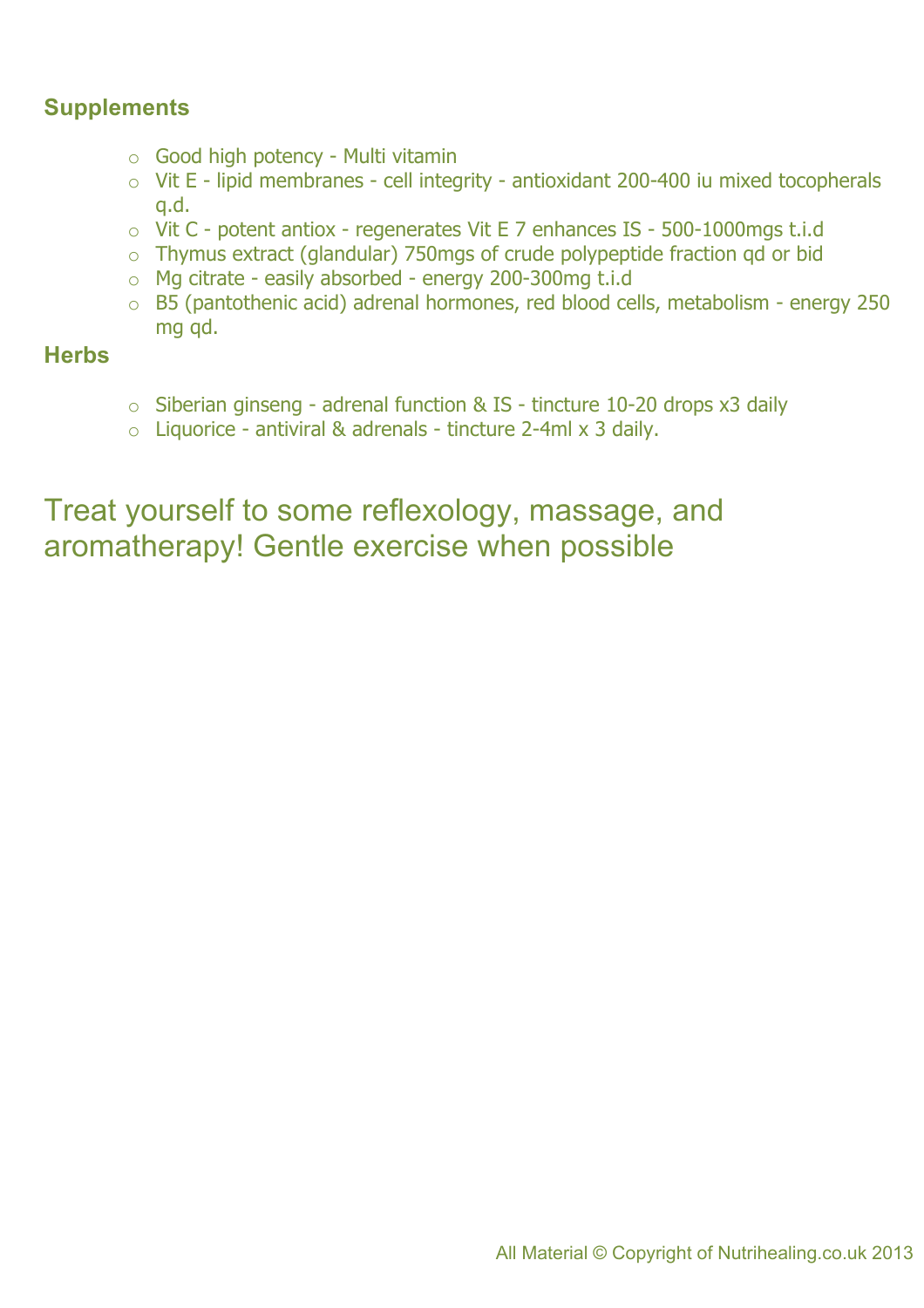## Supplements

- Good high potency - Multi vitamin
- Vit E - lipid membranes - cell integrity - antioxidant 200-400 iu mixed tocopherals q.d.
- Vit C - potent antiox - regenerates Vit E 7 enhances IS - 500-1000mgs t.i.d
- Thymus extract (glandular) 750mgs of crude polypeptide fraction qd or bid
- Mg citrate - easily absorbed - energy 200-300mg t.i.d
- B5 (pantothenic acid) adrenal hormones, red blood cells, metabolism - energy 250 mg qd.

## Herbs

- Siberian ginseng - adrenal function & IS - tincture 10-20 drops x3 daily
- Liquorice - antiviral & adrenals - tincture 2-4ml x 3 daily.

## Treat yourself to some reflexology, massage, and aromatherapy! Gentle exercise when possible

All Material © Copyright of Nutrihealing.co.uk 2013